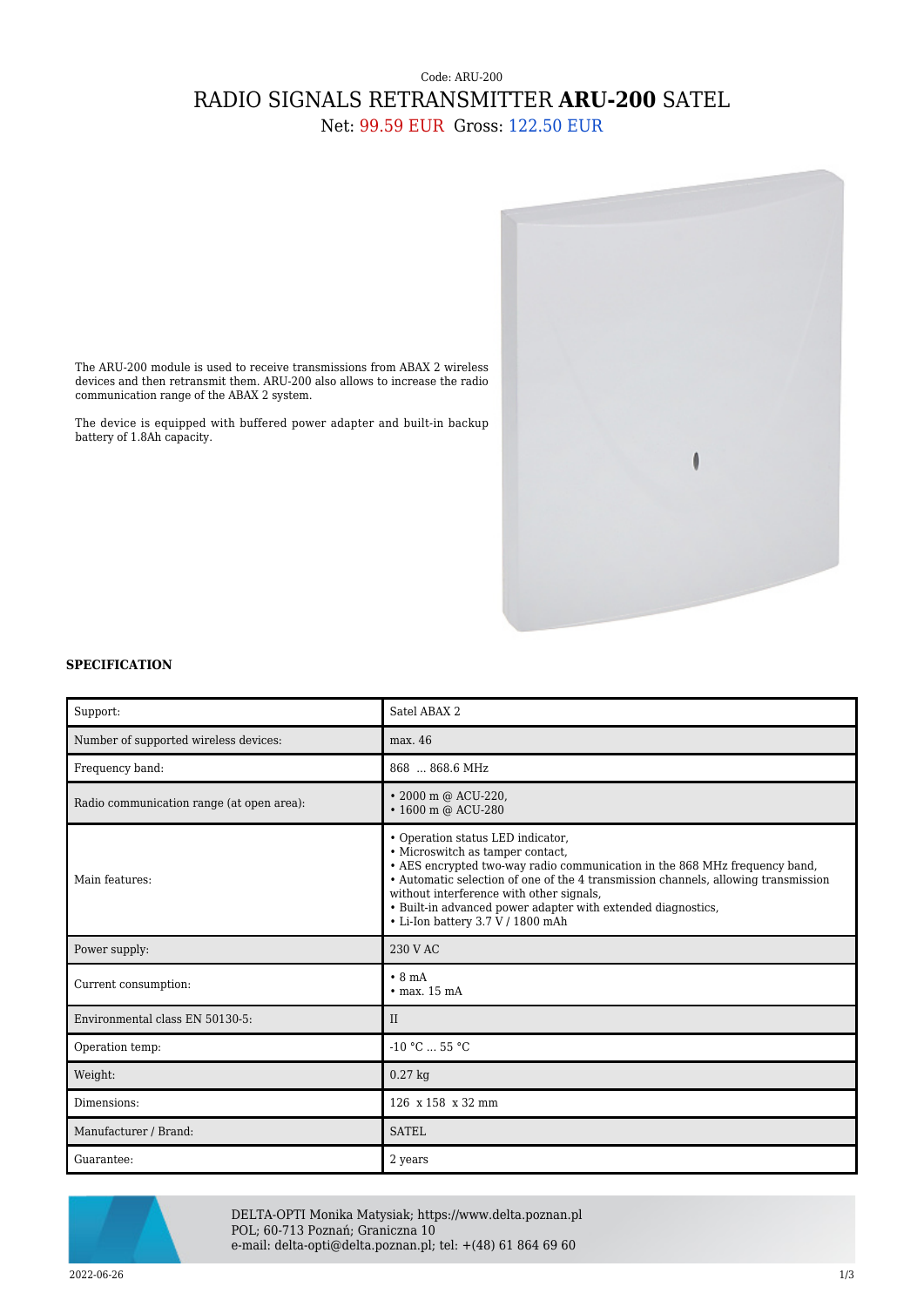Code: ARU-200

# RADIO SIGNALS RETRANSMITTER **ARU-200** SATEL

Net: 99.59 EUR Gross: 122.50 EUR

The ARU-200 module is used to receive transmissions from ABAX 2 wireless devices and then retransmit them. ARU-200 also allows to increase the radio communication range of the ABAX 2 system.

The device is equipped with buffered power adapter and built-in backup battery of 1.8Ah capacity.

**SPECIFICATION**

| | |
|---|---|
| Support: | Satel ABAX 2 |
| Number of supported wireless devices: | max. 46 |
| Frequency band: | 868 ... 868.6 MHz |
| Radio communication range (at open area): | • 2000 m @ ACU-220,<br>• 1600 m @ ACU-280 |
| Main features: | • Operation status LED indicator,<br>• Microswitch as tamper contact,<br>• AES encrypted two-way radio communication in the 868 MHz frequency band,<br>• Automatic selection of one of the 4 transmission channels, allowing transmission without interference with other signals,<br>• Built-in advanced power adapter with extended diagnostics,<br>• Li-Ion battery 3.7 V / 1800 mAh |
| Power supply: | 230 V AC |
| Current consumption: | • 8 mA<br>• max. 15 mA |
| Environmental class EN 50130-5: | II |
| Operation temp: | -10 °C ... 55 °C |
| Weight: | 0.27 kg |
| Dimensions: | 126 x 158 x 32 mm |
| Manufacturer / Brand: | SATEL |
| Guarantee: | 2 years |

DELTA-OPTI Monika Matysiak; https://www.delta.poznan.pl
POL; 60-713 Poznań; Graniczna 10
e-mail: delta-opti@delta.poznan.pl; tel: +(48) 61 864 69 60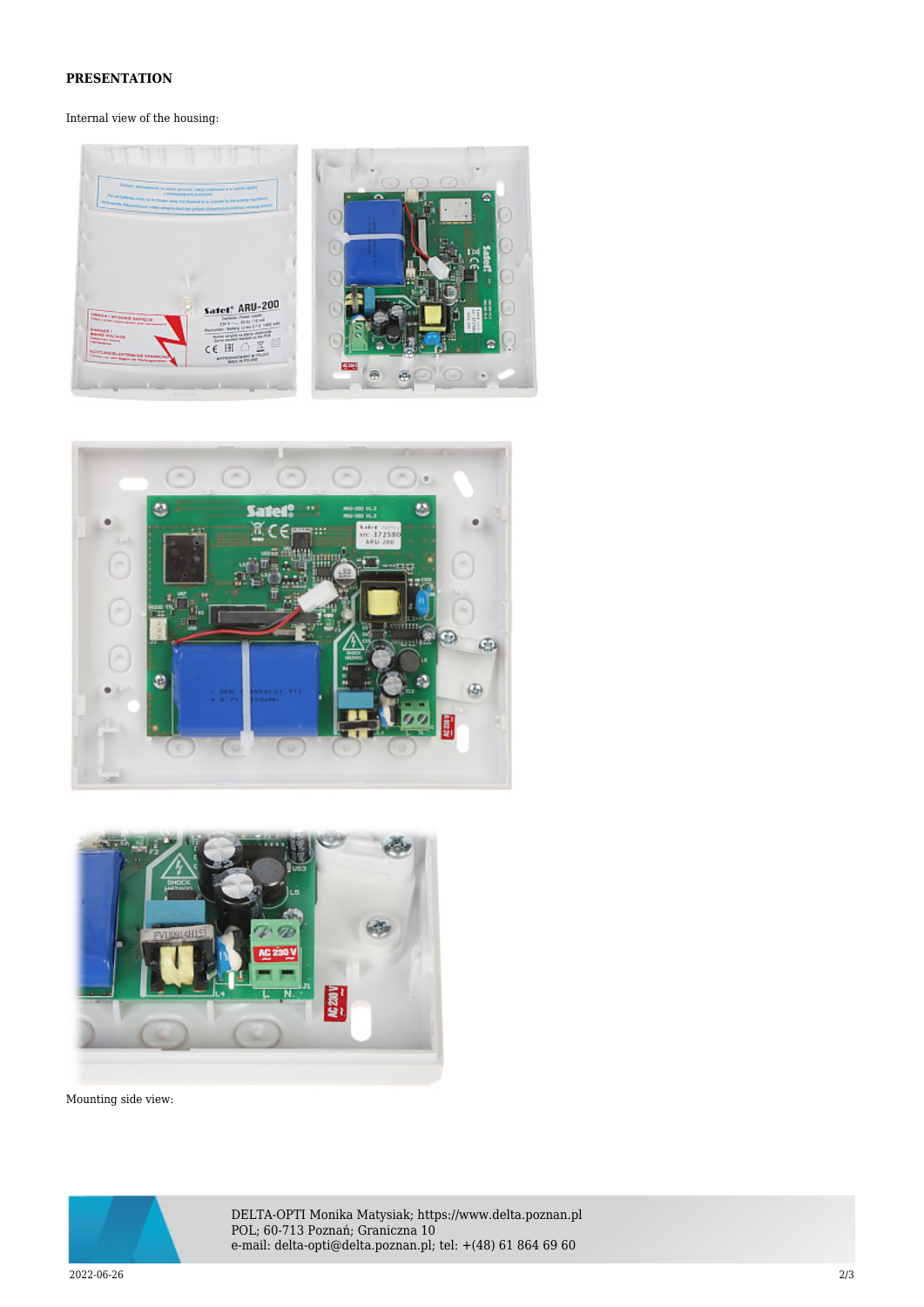**PRESENTATION**

Internal view of the housing:

Mounting side view: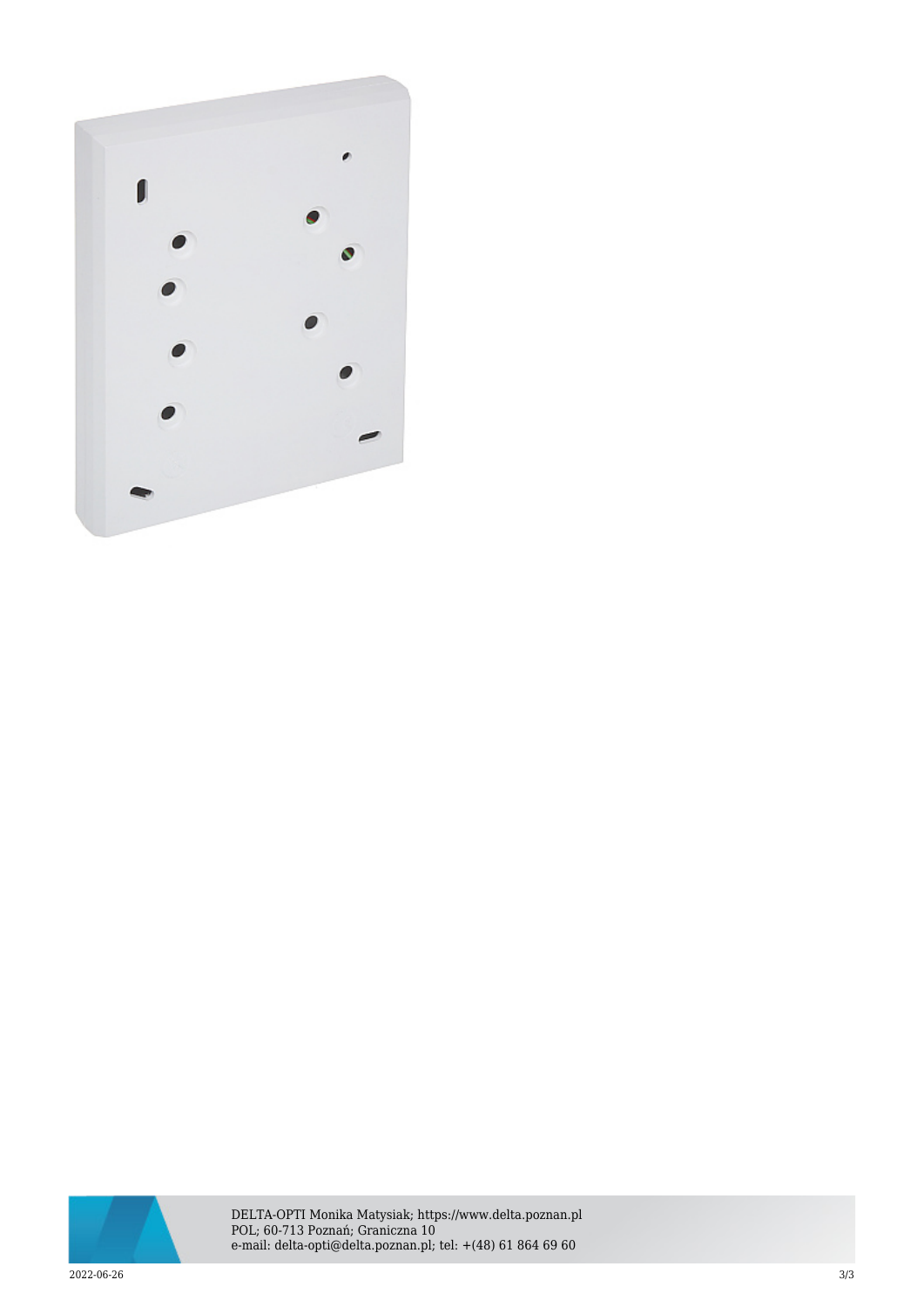DELTA-OPTI Monika Matysiak; https://www.delta.poznan.pl
POL; 60-713 Poznań; Graniczna 10
e-mail: delta-opti@delta.poznan.pl; tel: +(48) 61 864 69 60

2022-06-26